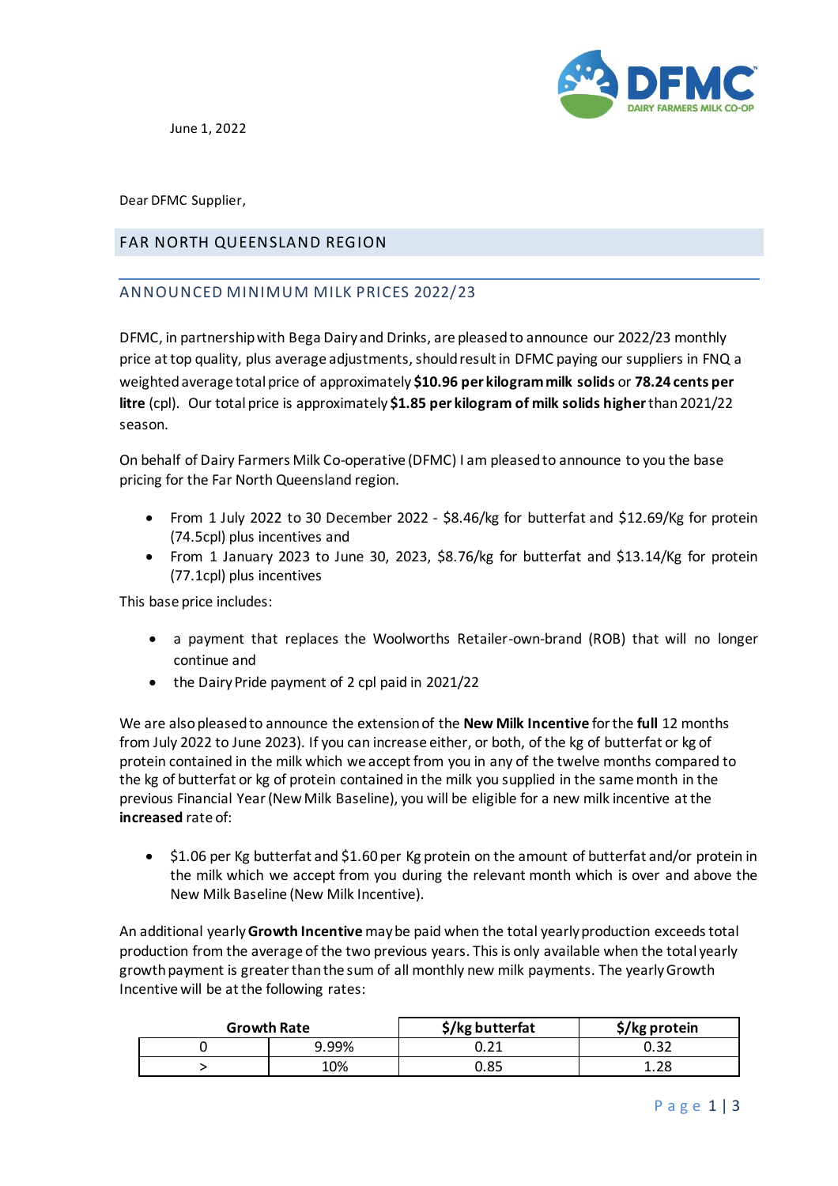June 1, 2022

Dear DFMC Supplier,

## FAR NORTH QUEENSLAND REGION

### ANNOUNCED MINIMUM MILK PRICES 2022/23

DFMC, in partnership with Bega Dairy and Drinks, are pleased to announce our 2022/23 monthly price at top quality, plus average adjustments, should result in DFMC paying our suppliers in FNQ a weighted average total price of approximately **$10.96 per kilogram milk solids** or **78.24 cents per litre** (cpl). Our total price is approximately **$1.85 per kilogram of milk solids higher** than 2021/22 season.

On behalf of Dairy Farmers Milk Co-operative (DFMC) I am pleased to announce to you the base pricing for the Far North Queensland region.

- From 1 July 2022 to 30 December 2022 - $8.46/kg for butterfat and $12.69/Kg for protein (74.5cpl) plus incentives and
- From 1 January 2023 to June 30, 2023, $8.76/kg for butterfat and $13.14/Kg for protein (77.1cpl) plus incentives

This base price includes:

- a payment that replaces the Woolworths Retailer-own-brand (ROB) that will no longer continue and
- the Dairy Pride payment of 2 cpl paid in 2021/22

We are also pleased to announce the extension of the **New Milk Incentive** for the **full** 12 months from July 2022 to June 2023). If you can increase either, or both, of the kg of butterfat or kg of protein contained in the milk which we accept from you in any of the twelve months compared to the kg of butterfat or kg of protein contained in the milk you supplied in the same month in the previous Financial Year (New Milk Baseline), you will be eligible for a new milk incentive at the **increased** rate of:

- $1.06 per Kg butterfat and $1.60 per Kg protein on the amount of butterfat and/or protein in the milk which we accept from you during the relevant month which is over and above the New Milk Baseline (New Milk Incentive).

An additional yearly **Growth Incentive** may be paid when the total yearly production exceeds total production from the average of the two previous years. This is only available when the total yearly growth payment is greater than the sum of all monthly new milk payments. The yearly Growth Incentive will be at the following rates:

| Growth Rate | | $/kg butterfat | $/kg protein |
|---|---|---|---|
| 0 | 9.99% | 0.21 | 0.32 |
| > | 10% | 0.85 | 1.28 |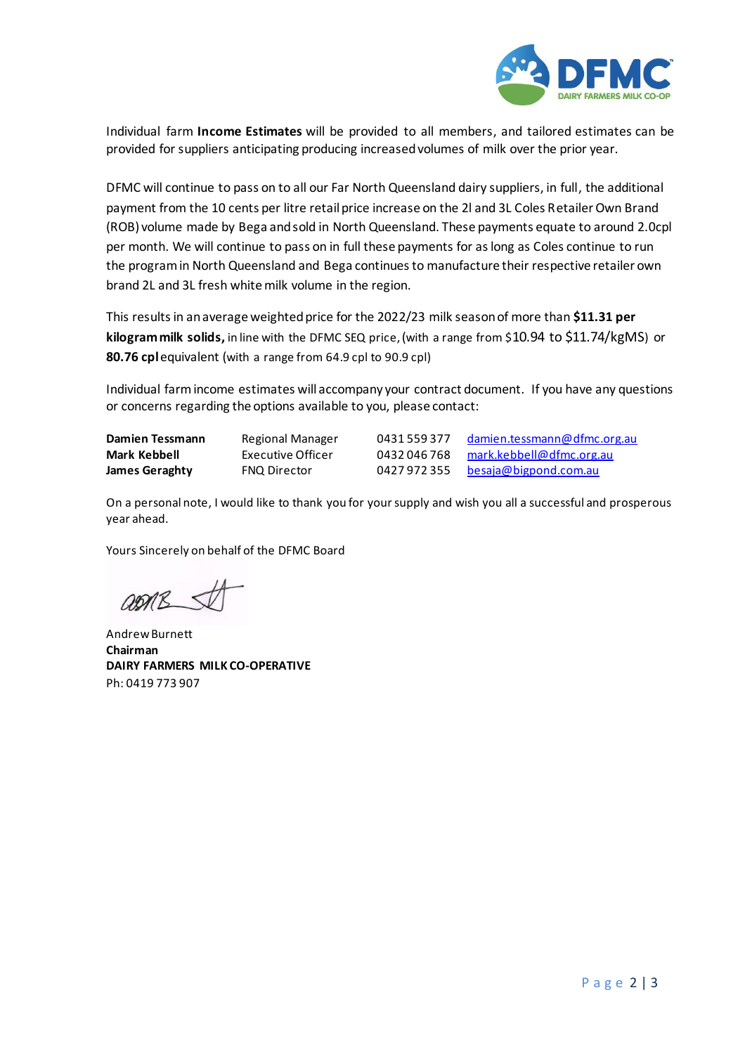Individual farm **Income Estimates** will be provided to all members, and tailored estimates can be provided for suppliers anticipating producing increased volumes of milk over the prior year.

DFMC will continue to pass on to all our Far North Queensland dairy suppliers, in full, the additional payment from the 10 cents per litre retail price increase on the 2l and 3L Coles Retailer Own Brand (ROB) volume made by Bega and sold in North Queensland. These payments equate to around 2.0cpl per month. We will continue to pass on in full these payments for as long as Coles continue to run the program in North Queensland and Bega continues to manufacture their respective retailer own brand 2L and 3L fresh white milk volume in the region.

This results in an average weighted price for the 2022/23 milk season of more than **$11.31 per kilogram milk solids,** in line with the DFMC SEQ price, (with a range from $10.94 to $11.74/kgMS) or **80.76 cpl** equivalent (with a range from 64.9 cpl to 90.9 cpl)

Individual farm income estimates will accompany your contract document. If you have any questions or concerns regarding the options available to you, please contact:

| | | | |
|---|---|---|---|
| **Damien Tessmann** | Regional Manager | 0431 559 377 | damien.tessmann@dfmc.org.au |
| **Mark Kebbell** | Executive Officer | 0432 046 768 | mark.kebbell@dfmc.org.au |
| **James Geraghty** | FNQ Director | 0427 972 355 | besaja@bigpond.com.au |

On a personal note, I would like to thank you for your supply and wish you all a successful and prosperous year ahead.

Yours Sincerely on behalf of the DFMC Board

Andrew Burnett
**Chairman**
**DAIRY FARMERS MILK CO-OPERATIVE**
Ph: 0419 773 907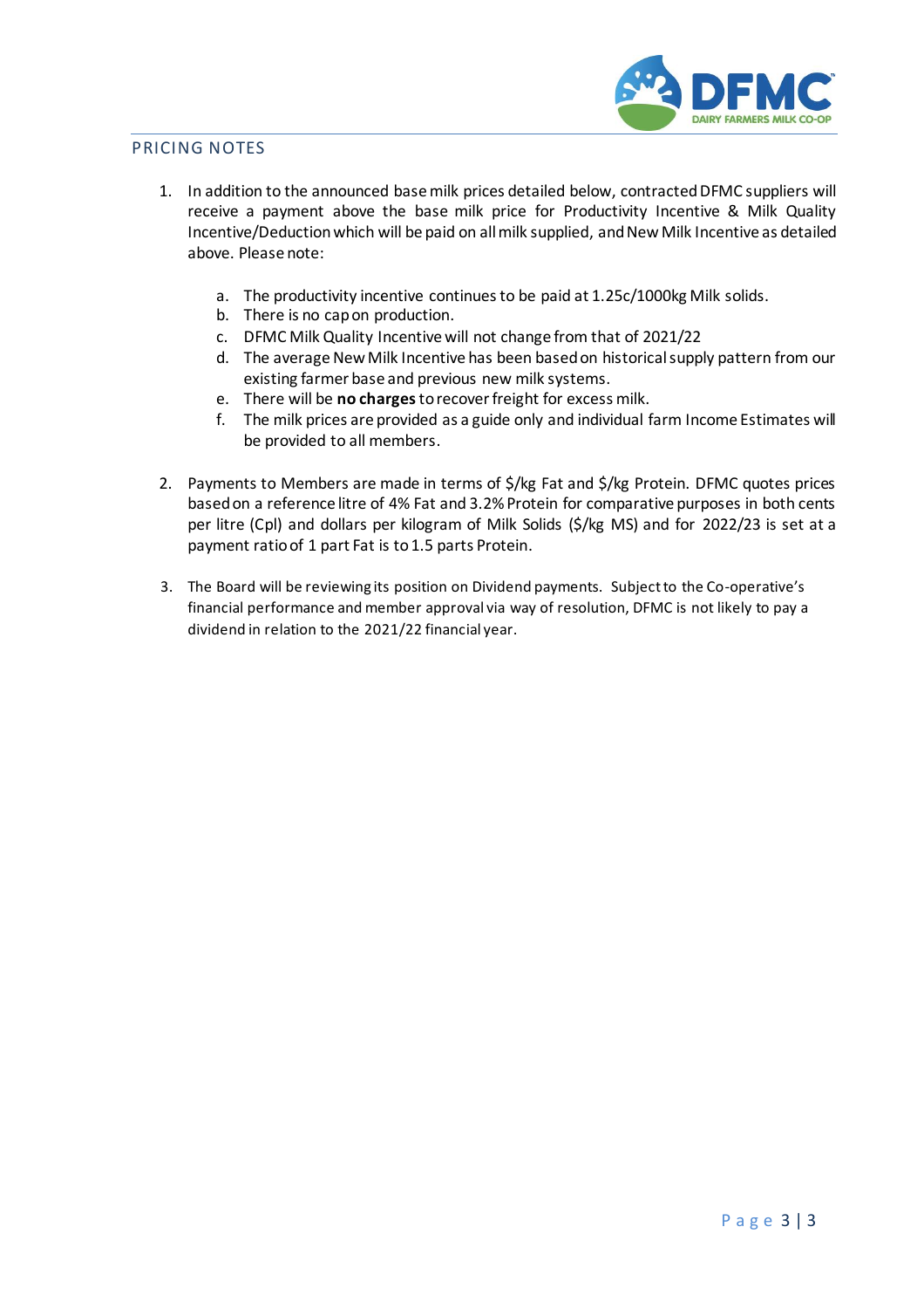## PRICING NOTES

1. In addition to the announced base milk prices detailed below, contracted DFMC suppliers will receive a payment above the base milk price for Productivity Incentive & Milk Quality Incentive/Deduction which will be paid on all milk supplied, and New Milk Incentive as detailed above. Please note:

    a. The productivity incentive continues to be paid at 1.25c/1000kg Milk solids.
    b. There is no cap on production.
    c. DFMC Milk Quality Incentive will not change from that of 2021/22
    d. The average New Milk Incentive has been based on historical supply pattern from our existing farmer base and previous new milk systems.
    e. There will be **no charges** to recover freight for excess milk.
    f. The milk prices are provided as a guide only and individual farm Income Estimates will be provided to all members.

2. Payments to Members are made in terms of $/kg Fat and $/kg Protein. DFMC quotes prices based on a reference litre of 4% Fat and 3.2% Protein for comparative purposes in both cents per litre (Cpl) and dollars per kilogram of Milk Solids ($/kg MS) and for 2022/23 is set at a payment ratio of 1 part Fat is to 1.5 parts Protein.

3. The Board will be reviewing its position on Dividend payments. Subject to the Co-operative's financial performance and member approval via way of resolution, DFMC is not likely to pay a dividend in relation to the 2021/22 financial year.